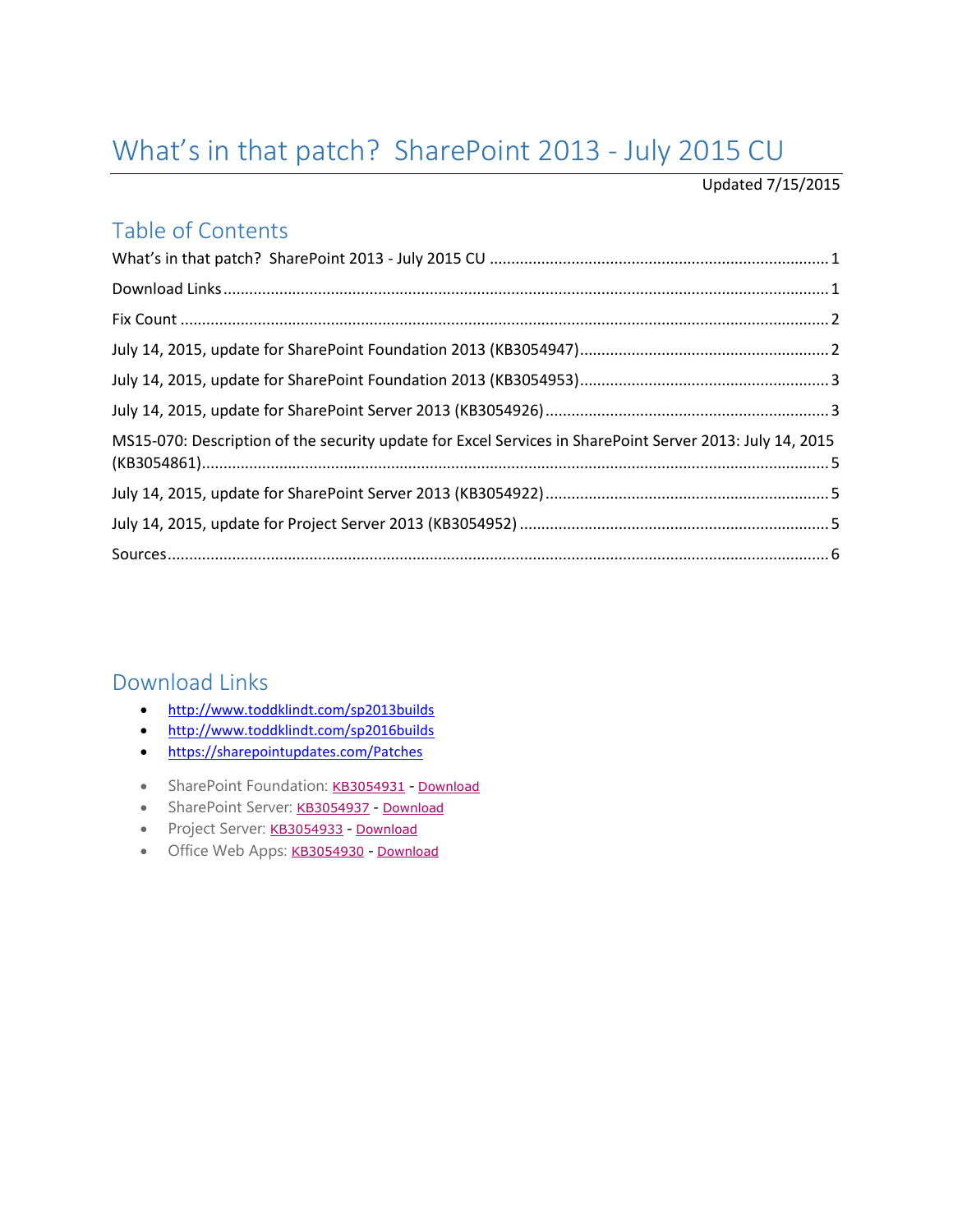# What's in that patch? SharePoint 2013 - July 2015 CU

Updated 7/15/2015

## Table of Contents

What's in that patch? SharePoint 2013 - July 2015 CU ........ 1

Download Links ........ 1

Fix Count ........ 2

July 14, 2015, update for SharePoint Foundation 2013 (KB3054947) ........ 2

July 14, 2015, update for SharePoint Foundation 2013 (KB3054953) ........ 3

July 14, 2015, update for SharePoint Server 2013 (KB3054926) ........ 3

MS15-070: Description of the security update for Excel Services in SharePoint Server 2013: July 14, 2015 (KB3054861) ........ 5

July 14, 2015, update for SharePoint Server 2013 (KB3054922) ........ 5

July 14, 2015, update for Project Server 2013 (KB3054952) ........ 5

Sources ........ 6

## Download Links

- http://www.toddklindt.com/sp2013builds
- http://www.toddklindt.com/sp2016builds
- https://sharepointupdates.com/Patches

- SharePoint Foundation: KB3054931 - Download
- SharePoint Server: KB3054937 - Download
- Project Server: KB3054933 - Download
- Office Web Apps: KB3054930 - Download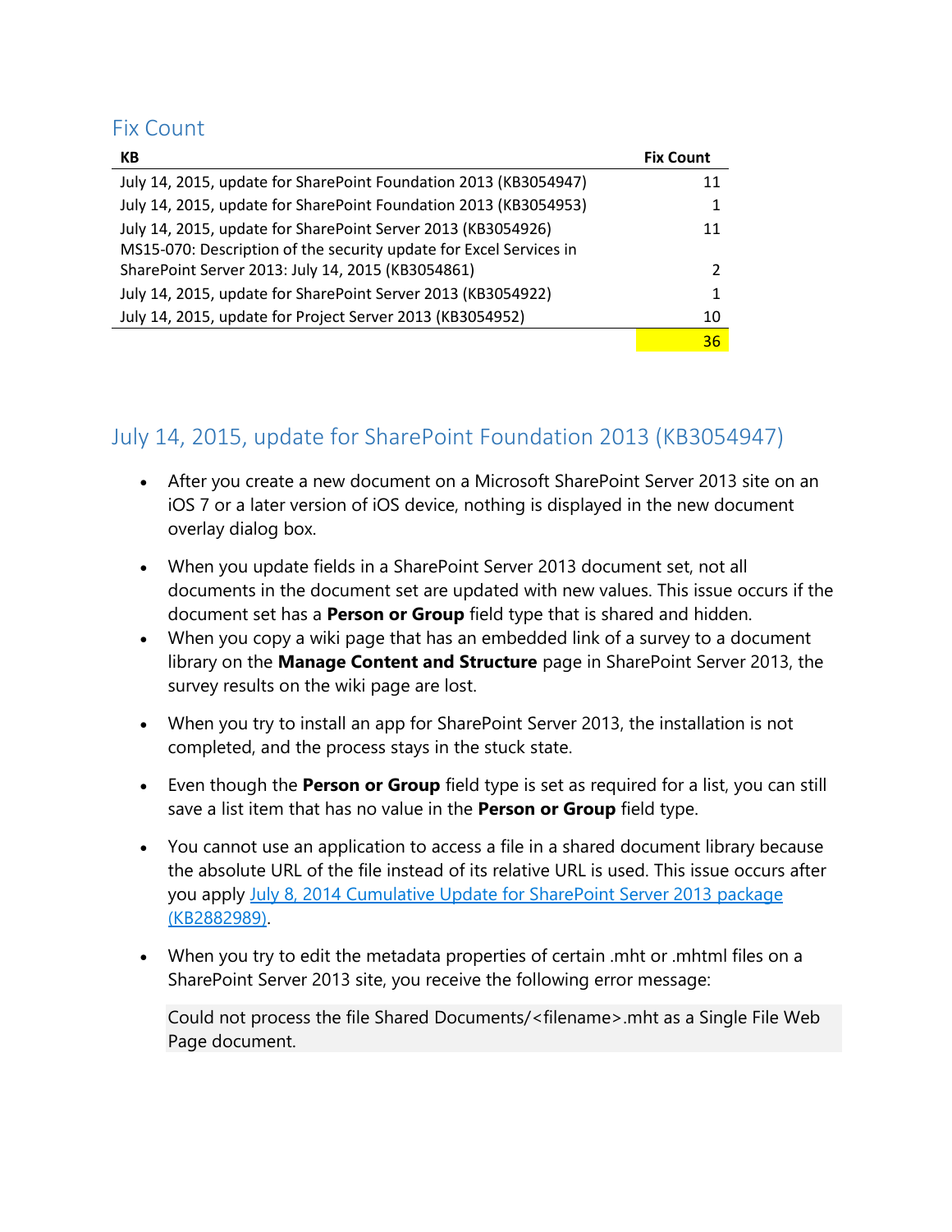## Fix Count

| KB | Fix Count |
|---|---|
| July 14, 2015, update for SharePoint Foundation 2013 (KB3054947) | 11 |
| July 14, 2015, update for SharePoint Foundation 2013 (KB3054953) | 1 |
| July 14, 2015, update for SharePoint Server 2013 (KB3054926) | 11 |
| MS15-070: Description of the security update for Excel Services in SharePoint Server 2013: July 14, 2015 (KB3054861) | 2 |
| July 14, 2015, update for SharePoint Server 2013 (KB3054922) | 1 |
| July 14, 2015, update for Project Server 2013 (KB3054952) | 10 |
| | 36 |

## July 14, 2015, update for SharePoint Foundation 2013 (KB3054947)

- After you create a new document on a Microsoft SharePoint Server 2013 site on an iOS 7 or a later version of iOS device, nothing is displayed in the new document overlay dialog box.
- When you update fields in a SharePoint Server 2013 document set, not all documents in the document set are updated with new values. This issue occurs if the document set has a **Person or Group** field type that is shared and hidden.
- When you copy a wiki page that has an embedded link of a survey to a document library on the **Manage Content and Structure** page in SharePoint Server 2013, the survey results on the wiki page are lost.
- When you try to install an app for SharePoint Server 2013, the installation is not completed, and the process stays in the stuck state.
- Even though the **Person or Group** field type is set as required for a list, you can still save a list item that has no value in the **Person or Group** field type.
- You cannot use an application to access a file in a shared document library because the absolute URL of the file instead of its relative URL is used. This issue occurs after you apply July 8, 2014 Cumulative Update for SharePoint Server 2013 package (KB2882989).
- When you try to edit the metadata properties of certain .mht or .mhtml files on a SharePoint Server 2013 site, you receive the following error message:

  ```
  Could not process the file Shared Documents/<filename>.mht as a Single File Web Page document.
  ```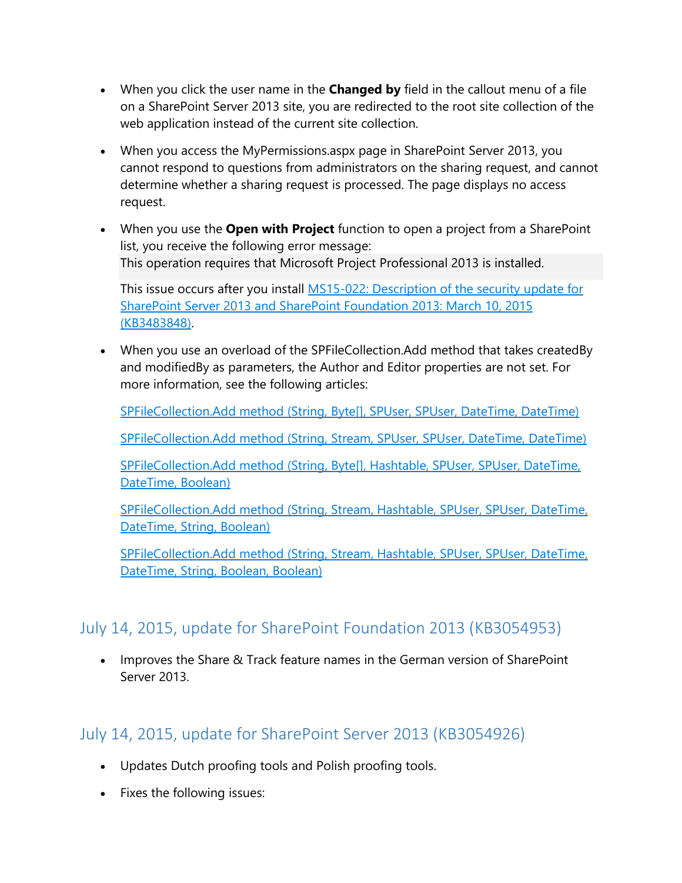- When you click the user name in the **Changed by** field in the callout menu of a file on a SharePoint Server 2013 site, you are redirected to the root site collection of the web application instead of the current site collection.

- When you access the MyPermissions.aspx page in SharePoint Server 2013, you cannot respond to questions from administrators on the sharing request, and cannot determine whether a sharing request is processed. The page displays no access request.

- When you use the **Open with Project** function to open a project from a SharePoint list, you receive the following error message:

  ```
  This operation requires that Microsoft Project Professional 2013 is installed.
  ```

  This issue occurs after you install MS15-022: Description of the security update for SharePoint Server 2013 and SharePoint Foundation 2013: March 10, 2015 (KB3483848).

- When you use an overload of the SPFileCollection.Add method that takes createdBy and modifiedBy as parameters, the Author and Editor properties are not set. For more information, see the following articles:

  SPFileCollection.Add method (String, Byte[], SPUser, SPUser, DateTime, DateTime)

  SPFileCollection.Add method (String, Stream, SPUser, SPUser, DateTime, DateTime)

  SPFileCollection.Add method (String, Byte[], Hashtable, SPUser, SPUser, DateTime, DateTime, Boolean)

  SPFileCollection.Add method (String, Stream, Hashtable, SPUser, SPUser, DateTime, DateTime, String, Boolean)

  SPFileCollection.Add method (String, Stream, Hashtable, SPUser, SPUser, DateTime, DateTime, String, Boolean, Boolean)

## July 14, 2015, update for SharePoint Foundation 2013 (KB3054953)

- Improves the Share & Track feature names in the German version of SharePoint Server 2013.

## July 14, 2015, update for SharePoint Server 2013 (KB3054926)

- Updates Dutch proofing tools and Polish proofing tools.
- Fixes the following issues: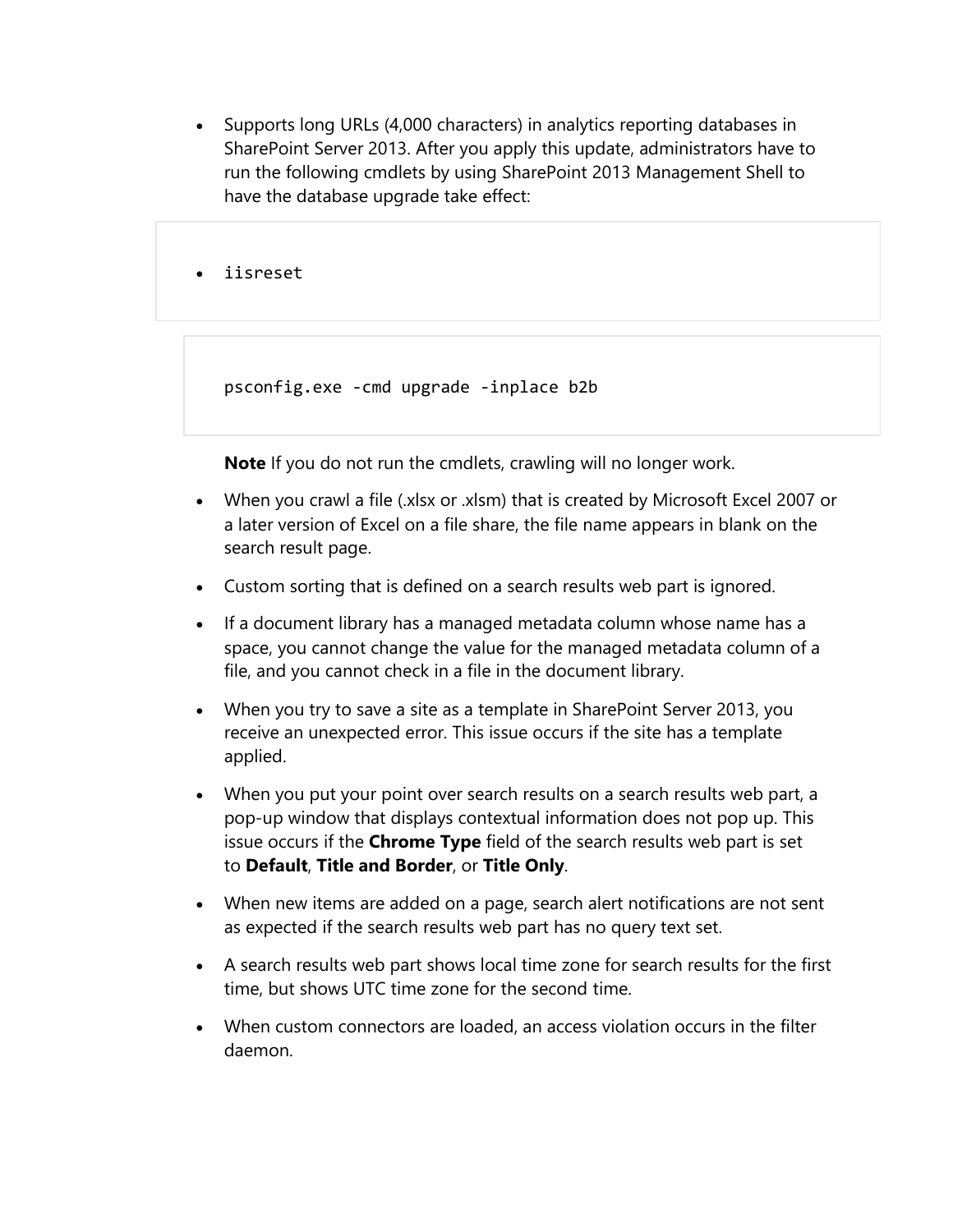- Supports long URLs (4,000 characters) in analytics reporting databases in SharePoint Server 2013. After you apply this update, administrators have to run the following cmdlets by using SharePoint 2013 Management Shell to have the database upgrade take effect:

```
iisreset
```

```
psconfig.exe -cmd upgrade -inplace b2b
```

  **Note** If you do not run the cmdlets, crawling will no longer work.

- When you crawl a file (.xlsx or .xlsm) that is created by Microsoft Excel 2007 or a later version of Excel on a file share, the file name appears in blank on the search result page.
- Custom sorting that is defined on a search results web part is ignored.
- If a document library has a managed metadata column whose name has a space, you cannot change the value for the managed metadata column of a file, and you cannot check in a file in the document library.
- When you try to save a site as a template in SharePoint Server 2013, you receive an unexpected error. This issue occurs if the site has a template applied.
- When you put your point over search results on a search results web part, a pop-up window that displays contextual information does not pop up. This issue occurs if the **Chrome Type** field of the search results web part is set to **Default**, **Title and Border**, or **Title Only**.
- When new items are added on a page, search alert notifications are not sent as expected if the search results web part has no query text set.
- A search results web part shows local time zone for search results for the first time, but shows UTC time zone for the second time.
- When custom connectors are loaded, an access violation occurs in the filter daemon.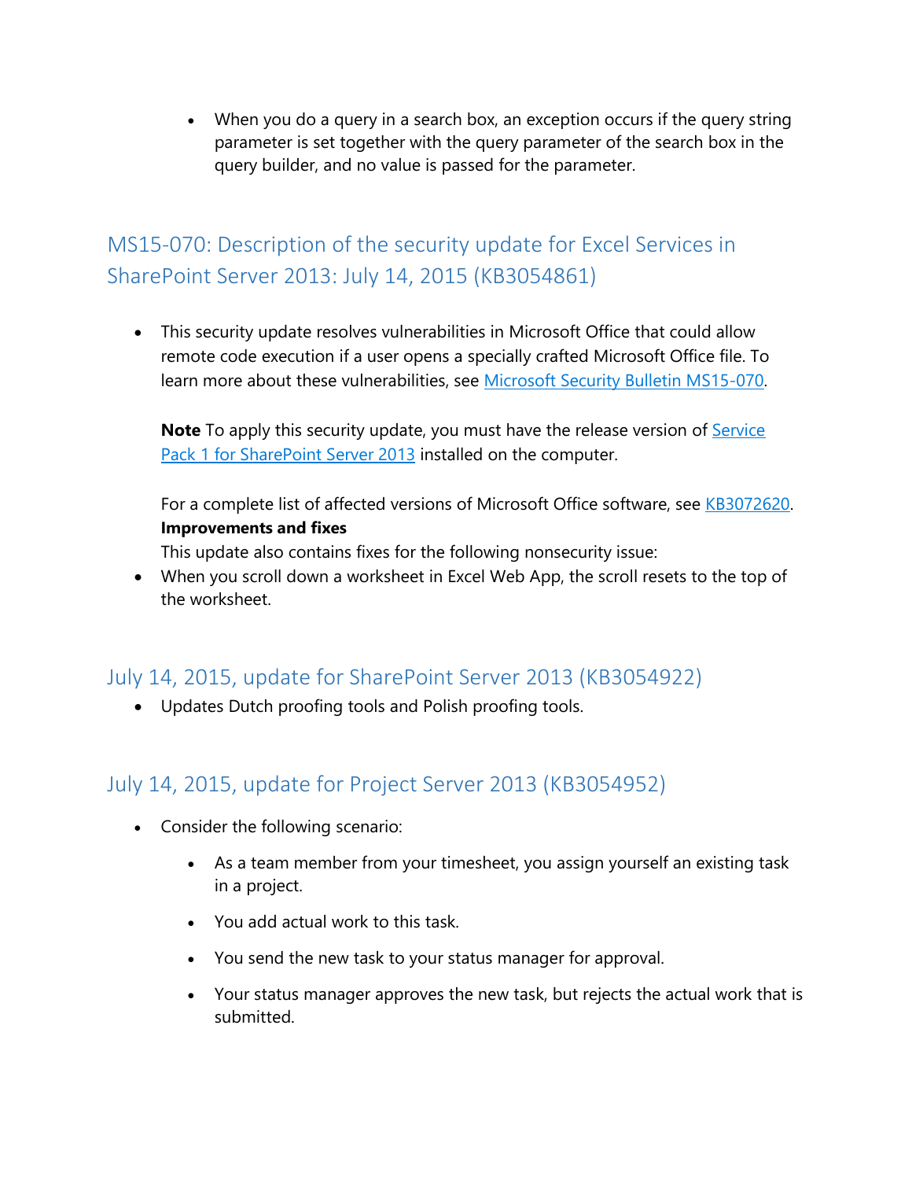- When you do a query in a search box, an exception occurs if the query string parameter is set together with the query parameter of the search box in the query builder, and no value is passed for the parameter.

## MS15-070: Description of the security update for Excel Services in SharePoint Server 2013: July 14, 2015 (KB3054861)

- This security update resolves vulnerabilities in Microsoft Office that could allow remote code execution if a user opens a specially crafted Microsoft Office file. To learn more about these vulnerabilities, see [Microsoft Security Bulletin MS15-070](#).

  **Note** To apply this security update, you must have the release version of [Service Pack 1 for SharePoint Server 2013](#) installed on the computer.

  For a complete list of affected versions of Microsoft Office software, see [KB3072620](#).
  **Improvements and fixes**
  This update also contains fixes for the following nonsecurity issue:
- When you scroll down a worksheet in Excel Web App, the scroll resets to the top of the worksheet.

## July 14, 2015, update for SharePoint Server 2013 (KB3054922)

- Updates Dutch proofing tools and Polish proofing tools.

## July 14, 2015, update for Project Server 2013 (KB3054952)

- Consider the following scenario:
  - As a team member from your timesheet, you assign yourself an existing task in a project.
  - You add actual work to this task.
  - You send the new task to your status manager for approval.
  - Your status manager approves the new task, but rejects the actual work that is submitted.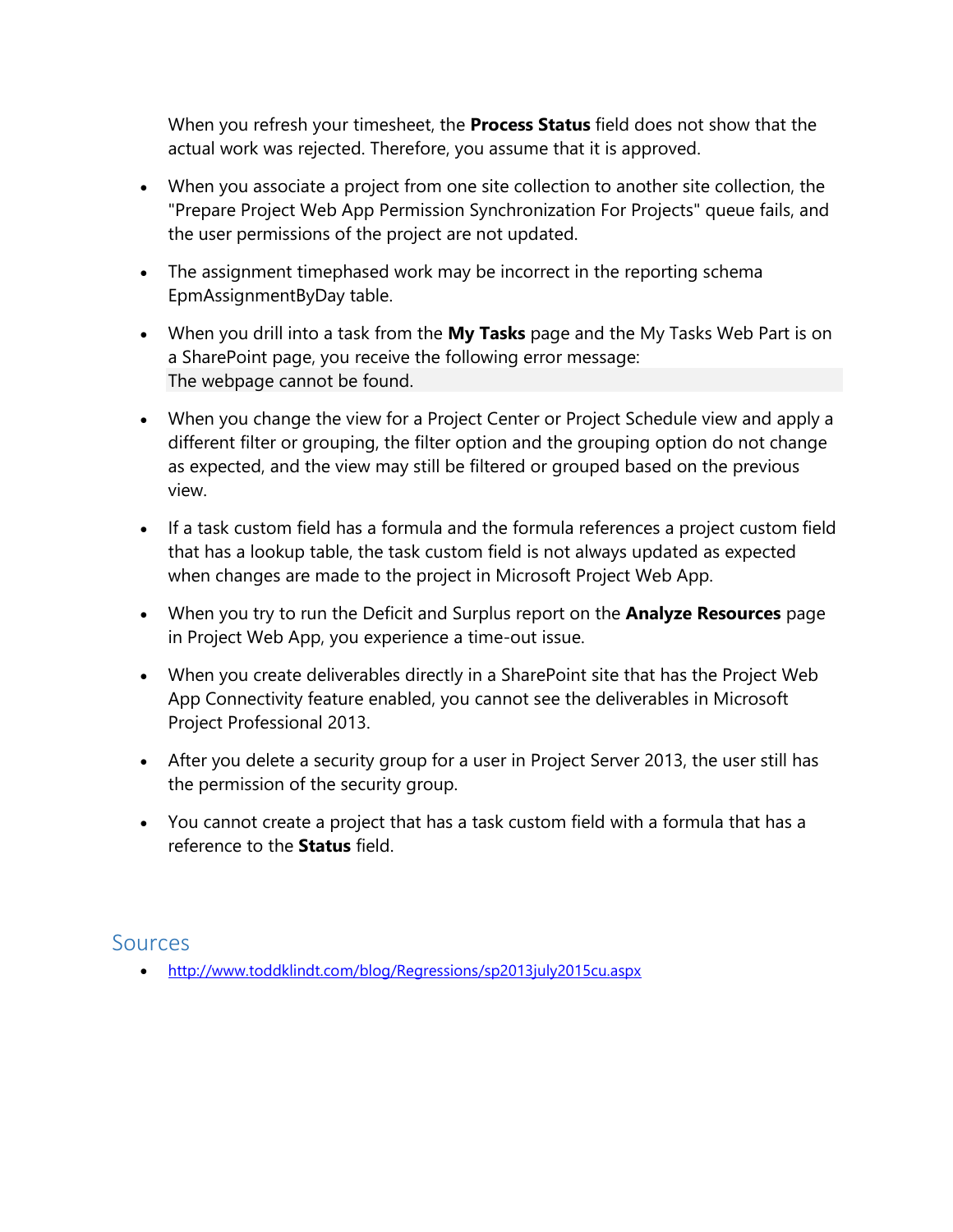When you refresh your timesheet, the **Process Status** field does not show that the actual work was rejected. Therefore, you assume that it is approved.

- When you associate a project from one site collection to another site collection, the "Prepare Project Web App Permission Synchronization For Projects" queue fails, and the user permissions of the project are not updated.
- The assignment timephased work may be incorrect in the reporting schema EpmAssignmentByDay table.
- When you drill into a task from the **My Tasks** page and the My Tasks Web Part is on a SharePoint page, you receive the following error message:

  ```
  The webpage cannot be found.
  ```
- When you change the view for a Project Center or Project Schedule view and apply a different filter or grouping, the filter option and the grouping option do not change as expected, and the view may still be filtered or grouped based on the previous view.
- If a task custom field has a formula and the formula references a project custom field that has a lookup table, the task custom field is not always updated as expected when changes are made to the project in Microsoft Project Web App.
- When you try to run the Deficit and Surplus report on the **Analyze Resources** page in Project Web App, you experience a time-out issue.
- When you create deliverables directly in a SharePoint site that has the Project Web App Connectivity feature enabled, you cannot see the deliverables in Microsoft Project Professional 2013.
- After you delete a security group for a user in Project Server 2013, the user still has the permission of the security group.
- You cannot create a project that has a task custom field with a formula that has a reference to the **Status** field.

## Sources

- http://www.toddklindt.com/blog/Regressions/sp2013july2015cu.aspx